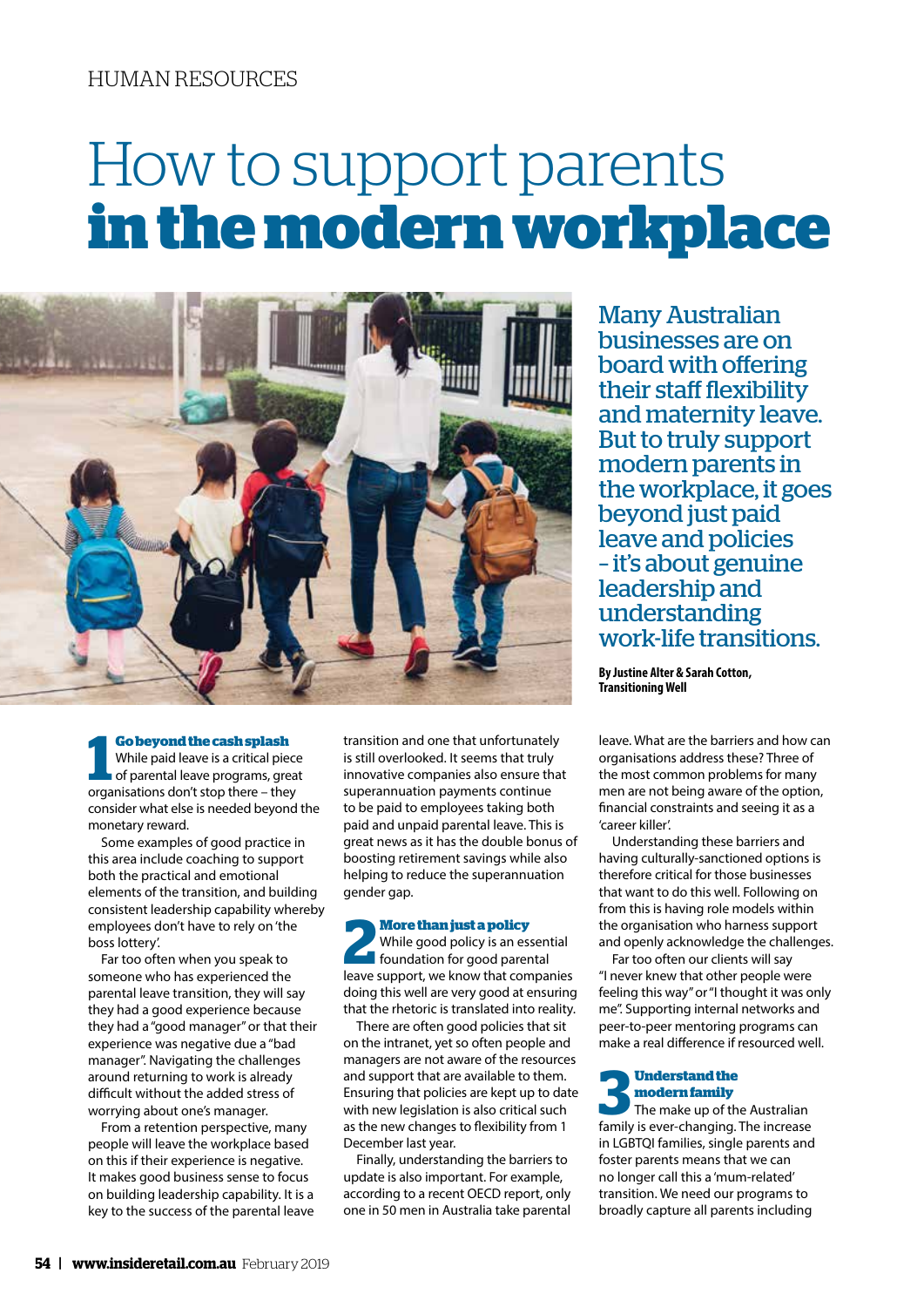HUMAN RESOURCES

# How to support parents **in the modern workplace**

Many Australian businesses are on board with offering their staff flexibility and maternity leave. But to truly support modern parents in the workplace, it goes beyond just paid leave and policies – it's about genuine leadership and understanding work-life transitions.

**By Justine Alter & Sarah Cotton, Transitioning Well**

## 1 Go beyond the cash splash

While paid leave is a critical piece of parental leave programs, great organisations don't stop there – they consider what else is needed beyond the monetary reward.

Some examples of good practice in this area include coaching to support both the practical and emotional elements of the transition, and building consistent leadership capability whereby employees don't have to rely on 'the boss lottery'.

Far too often when you speak to someone who has experienced the parental leave transition, they will say they had a good experience because they had a "good manager" or that their experience was negative due a "bad manager". Navigating the challenges around returning to work is already difficult without the added stress of worrying about one's manager.

From a retention perspective, many people will leave the workplace based on this if their experience is negative. It makes good business sense to focus on building leadership capability. It is a key to the success of the parental leave transition and one that unfortunately is still overlooked. It seems that truly innovative companies also ensure that superannuation payments continue to be paid to employees taking both paid and unpaid parental leave. This is great news as it has the double bonus of boosting retirement savings while also helping to reduce the superannuation gender gap.

## 2 More than just a policy

While good policy is an essential foundation for good parental leave support, we know that companies doing this well are very good at ensuring that the rhetoric is translated into reality.

There are often good policies that sit on the intranet, yet so often people and managers are not aware of the resources and support that are available to them. Ensuring that policies are kept up to date with new legislation is also critical such as the new changes to flexibility from 1 December last year.

Finally, understanding the barriers to update is also important. For example, according to a recent OECD report, only one in 50 men in Australia take parental leave. What are the barriers and how can organisations address these? Three of the most common problems for many men are not being aware of the option, financial constraints and seeing it as a 'career killer'.

Understanding these barriers and having culturally-sanctioned options is therefore critical for those businesses that want to do this well. Following on from this is having role models within the organisation who harness support and openly acknowledge the challenges.

Far too often our clients will say "I never knew that other people were feeling this way" or "I thought it was only me". Supporting internal networks and peer-to-peer mentoring programs can make a real difference if resourced well.

## 3 Understand the modern family

The make up of the Australian family is ever-changing. The increase in LGBTQI families, single parents and foster parents means that we can no longer call this a 'mum-related' transition. We need our programs to broadly capture all parents including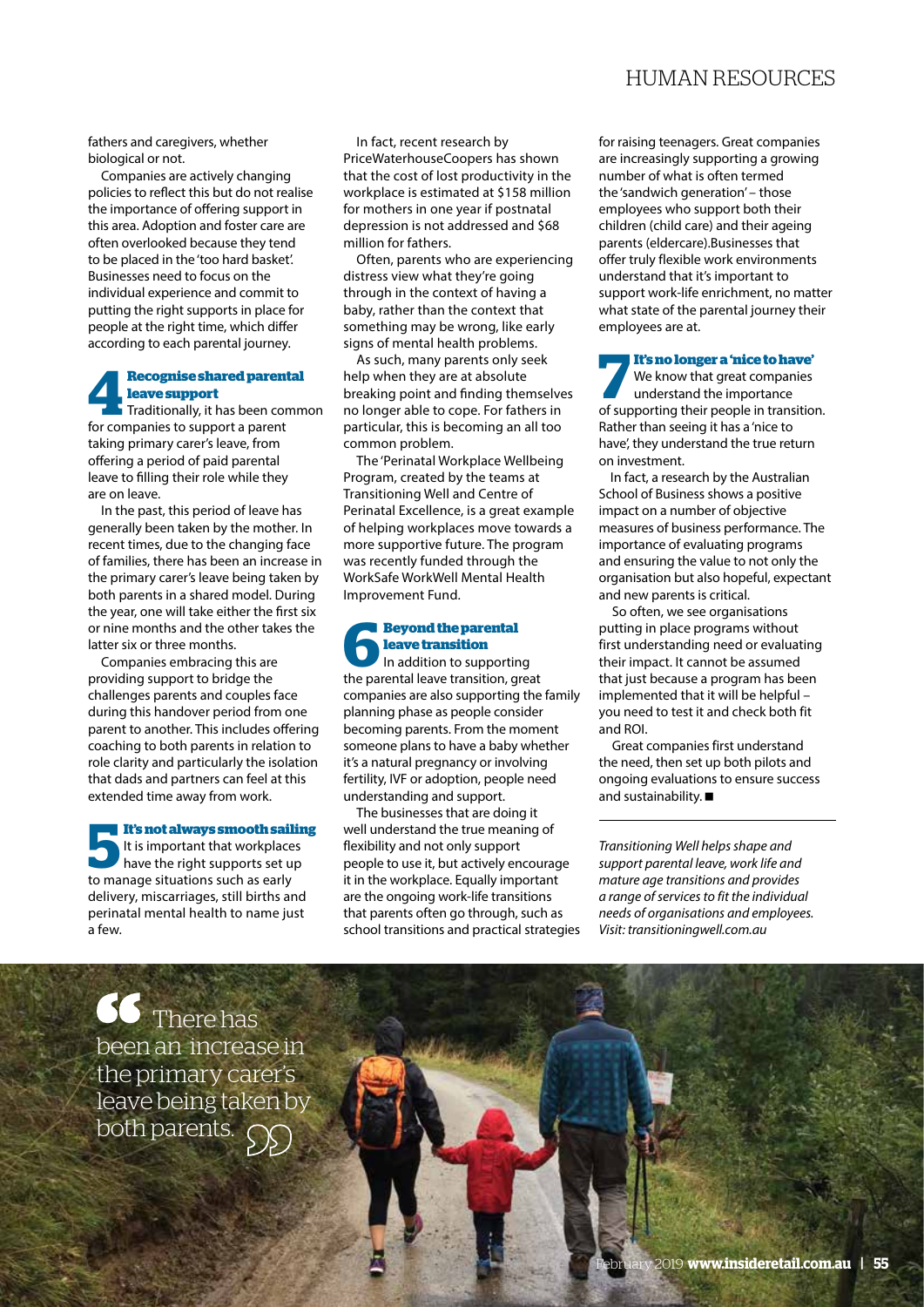fathers and caregivers, whether biological or not.

Companies are actively changing policies to reflect this but do not realise the importance of offering support in this area. Adoption and foster care are often overlooked because they tend to be placed in the 'too hard basket'. Businesses need to focus on the individual experience and commit to putting the right supports in place for people at the right time, which differ according to each parental journey.

## 4 Recognise shared parental leave support

Traditionally, it has been common for companies to support a parent taking primary carer's leave, from offering a period of paid parental leave to filling their role while they are on leave.

In the past, this period of leave has generally been taken by the mother. In recent times, due to the changing face of families, there has been an increase in the primary carer's leave being taken by both parents in a shared model. During the year, one will take either the first six or nine months and the other takes the latter six or three months.

Companies embracing this are providing support to bridge the challenges parents and couples face during this handover period from one parent to another. This includes offering coaching to both parents in relation to role clarity and particularly the isolation that dads and partners can feel at this extended time away from work.

## 5 It's not always smooth sailing

It is important that workplaces have the right supports set up to manage situations such as early delivery, miscarriages, still births and perinatal mental health to name just a few.

In fact, recent research by PriceWaterhouseCoopers has shown that the cost of lost productivity in the workplace is estimated at $158 million for mothers in one year if postnatal depression is not addressed and $68 million for fathers.

Often, parents who are experiencing distress view what they're going through in the context of having a baby, rather than the context that something may be wrong, like early signs of mental health problems.

As such, many parents only seek help when they are at absolute breaking point and finding themselves no longer able to cope. For fathers in particular, this is becoming an all too common problem.

The 'Perinatal Workplace Wellbeing Program, created by the teams at Transitioning Well and Centre of Perinatal Excellence, is a great example of helping workplaces move towards a more supportive future. The program was recently funded through the WorkSafe WorkWell Mental Health Improvement Fund.

## 6 Beyond the parental leave transition

In addition to supporting the parental leave transition, great companies are also supporting the family planning phase as people consider becoming parents. From the moment someone plans to have a baby whether it's a natural pregnancy or involving fertility, IVF or adoption, people need understanding and support.

The businesses that are doing it well understand the true meaning of flexibility and not only support people to use it in the workplace, but actively encourage it in the workplace. Equally important are the ongoing work-life transitions that parents often go through, such as school transitions and practical strategies for raising teenagers. Great companies are increasingly supporting a growing number of what is often termed the 'sandwich generation' – those employees who support both their children (child care) and their ageing parents (eldercare).Businesses that offer truly flexible work environments understand that it's important to support work-life enrichment, no matter what state of the parental journey their employees are at.

## 7 It's no longer a 'nice to have'

We know that great companies understand the importance of supporting their people in transition. Rather than seeing it has a 'nice to have', they understand the true return on investment.

In fact, a research by the Australian School of Business shows a positive impact on a number of objective measures of business performance. The importance of evaluating programs and ensuring the value to not only the organisation but also hopeful, expectant and new parents is critical.

So often, we see organisations putting in place programs without first understanding need or evaluating their impact. It cannot be assumed that just because a program has been implemented that it will be helpful – you need to test it and check both fit and ROI.

Great companies first understand the need, then set up both pilots and ongoing evaluations to ensure success and sustainability. ■

*Transitioning Well helps shape and support parental leave, work life and mature age transitions and provides a range of services to fit the individual needs of organisations and employees. Visit: transitioningwell.com.au*

> There has been an increase in the primary carer's leave being taken by both parents.